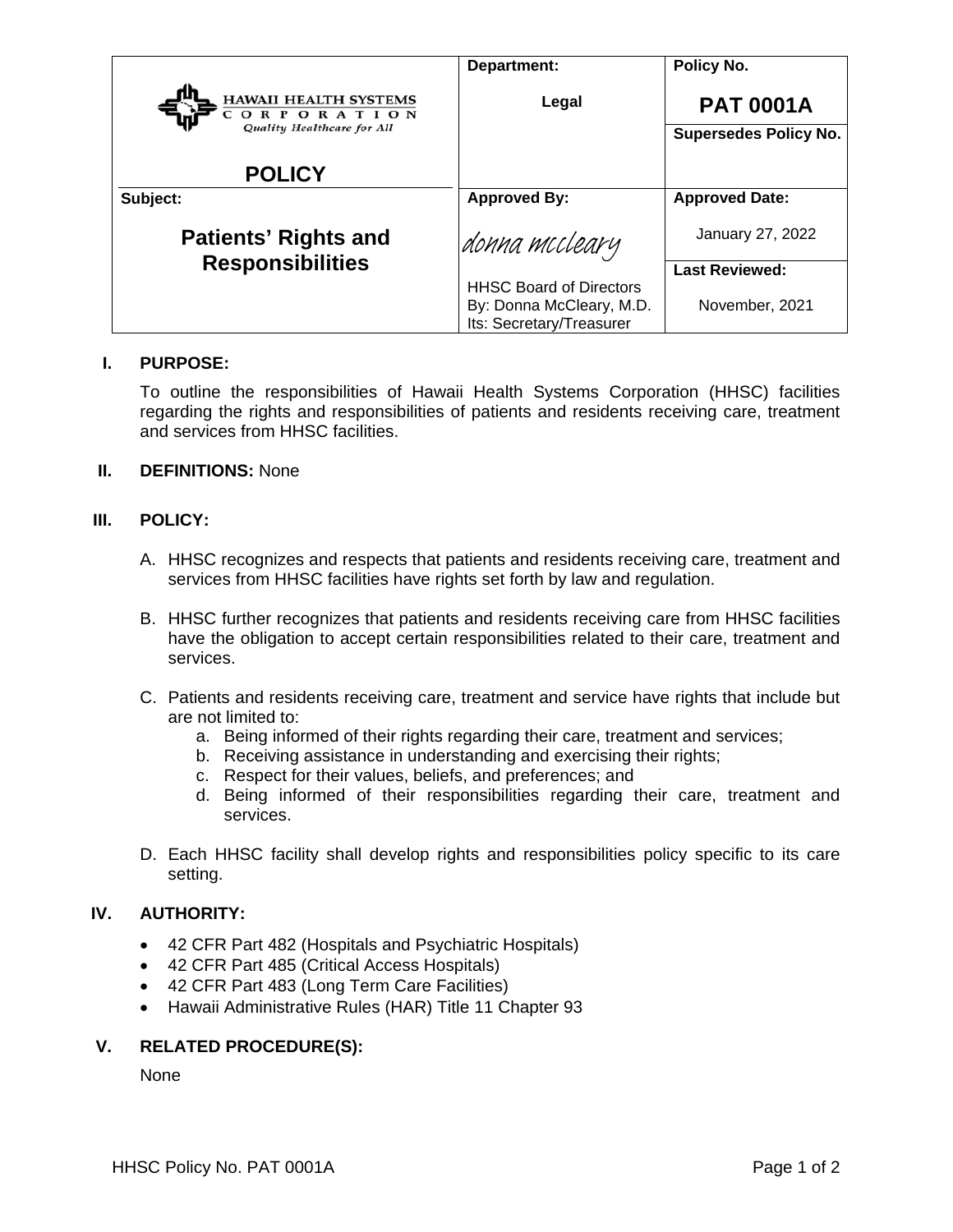| HAWAII HEALTH SYSTEMS CORPORATION *Quality Healthcare for All* **POLICY** | **Department:** **Legal** | **Policy No.** **PAT 0001A** |
| --- | --- | --- |
| | | **Supersedes Policy No.** |
| **Subject:** **Patients' Rights and Responsibilities** | **Approved By:** *donna mccleary* HHSC Board of Directors By: Donna McCleary, M.D. Its: Secretary/Treasurer | **Approved Date:** January 27, 2022 |
| | | **Last Reviewed:** November, 2021 |

## I. PURPOSE:

To outline the responsibilities of Hawaii Health Systems Corporation (HHSC) facilities regarding the rights and responsibilities of patients and residents receiving care, treatment and services from HHSC facilities.

## II. DEFINITIONS: None

## III. POLICY:

A. HHSC recognizes and respects that patients and residents receiving care, treatment and services from HHSC facilities have rights set forth by law and regulation.

B. HHSC further recognizes that patients and residents receiving care from HHSC facilities have the obligation to accept certain responsibilities related to their care, treatment and services.

C. Patients and residents receiving care, treatment and service have rights that include but are not limited to:
   a. Being informed of their rights regarding their care, treatment and services;
   b. Receiving assistance in understanding and exercising their rights;
   c. Respect for their values, beliefs, and preferences; and
   d. Being informed of their responsibilities regarding their care, treatment and services.

D. Each HHSC facility shall develop rights and responsibilities policy specific to its care setting.

## IV. AUTHORITY:

- 42 CFR Part 482 (Hospitals and Psychiatric Hospitals)
- 42 CFR Part 485 (Critical Access Hospitals)
- 42 CFR Part 483 (Long Term Care Facilities)
- Hawaii Administrative Rules (HAR) Title 11 Chapter 93

## V. RELATED PROCEDURE(S):

None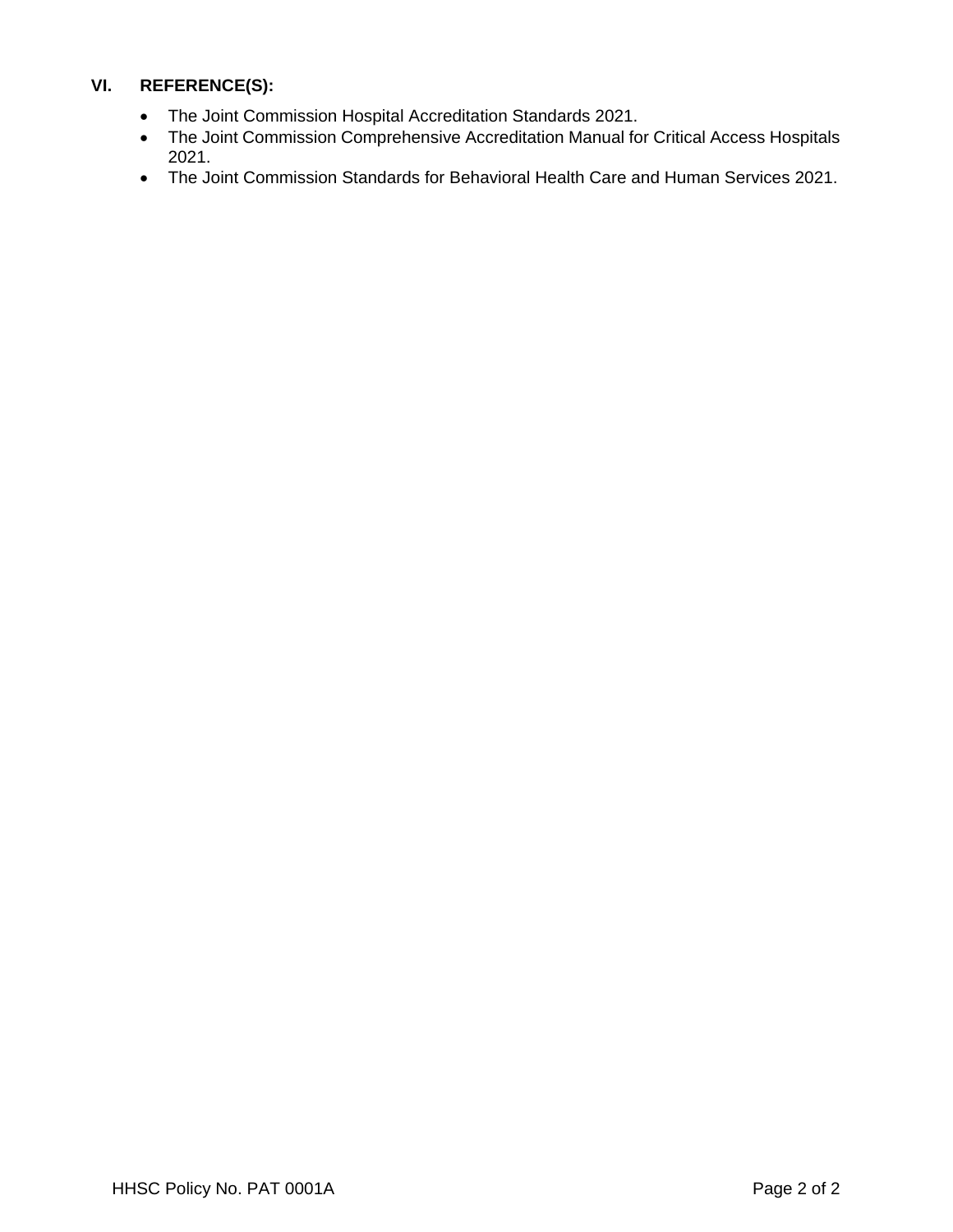## VI. REFERENCE(S):

- The Joint Commission Hospital Accreditation Standards 2021.
- The Joint Commission Comprehensive Accreditation Manual for Critical Access Hospitals 2021.
- The Joint Commission Standards for Behavioral Health Care and Human Services 2021.